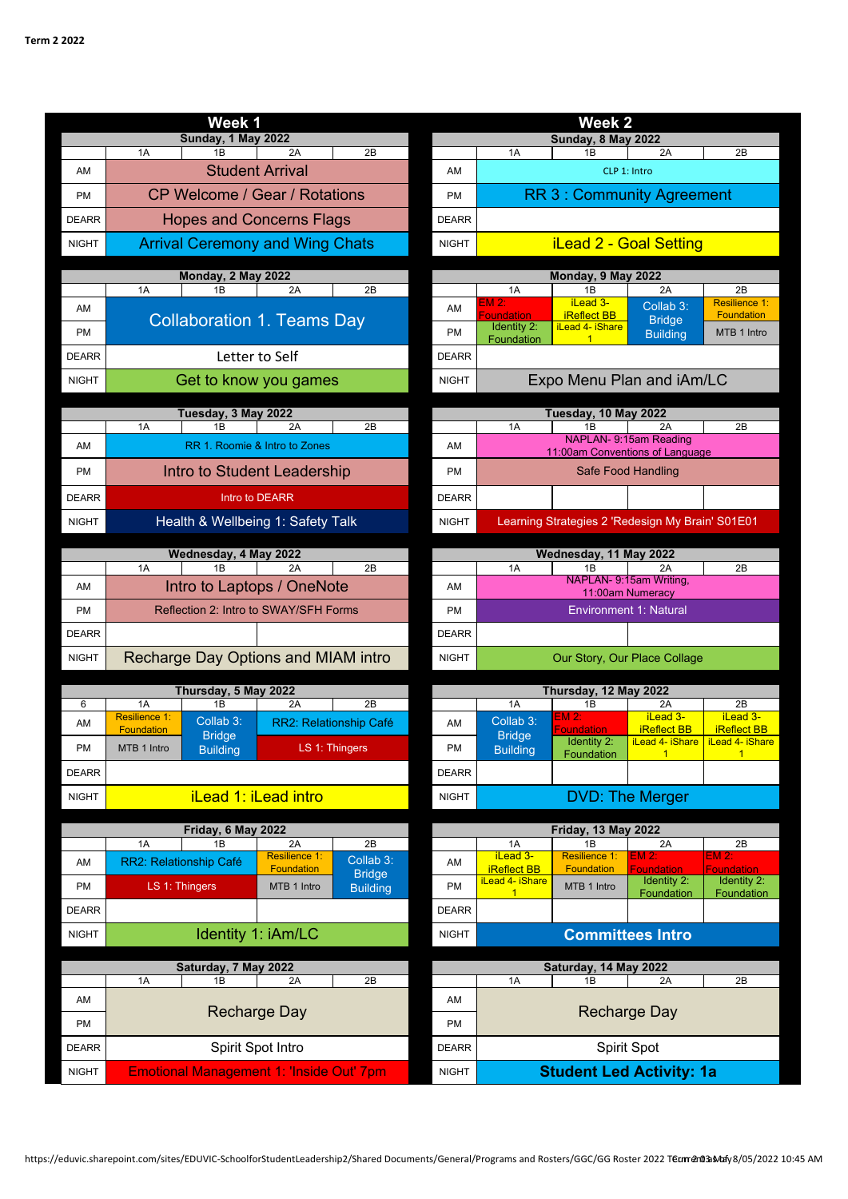**Term 2 2022**

## Week 1

**Sunday, 1 May 2022**

| | 1A | 1B | 2A | 2B |
|---|---|---|---|---|
| AM | Student Arrival | | | |
| PM | CP Welcome / Gear / Rotations | | | |
| DEARR | Hopes and Concerns Flags | | | |
| NIGHT | Arrival Ceremony and Wing Chats | | | |

**Monday, 2 May 2022**

| | 1A | 1B | 2A | 2B |
|---|---|---|---|---|
| AM | Collaboration 1. Teams Day | | | |
| PM | Collaboration 1. Teams Day | | | |
| DEARR | Letter to Self | | | |
| NIGHT | Get to know you games | | | |

**Tuesday, 3 May 2022**

| | 1A | 1B | 2A | 2B |
|---|---|---|---|---|
| AM | RR 1. Roomie & Intro to Zones | | | |
| PM | Intro to Student Leadership | | | |
| DEARR | Intro to DEARR | | | |
| NIGHT | Health & Wellbeing 1: Safety Talk | | | |

**Wednesday, 4 May 2022**

| | 1A | 1B | 2A | 2B |
|---|---|---|---|---|
| AM | Intro to Laptops / OneNote | | | |
| PM | Reflection 2: Intro to SWAY/SFH Forms | | | |
| DEARR | | | | |
| NIGHT | Recharge Day Options and MIAM intro | | | |

**Thursday, 5 May 2022**

| 6 | 1A | 1B | 2A | 2B |
|---|---|---|---|---|
| AM | Resilience 1: Foundation | Collab 3: Bridge Building | RR2: Relationship Café | |
| PM | MTB 1 Intro | Collab 3: Bridge Building | LS 1: Thingers | |
| DEARR | | | | |
| NIGHT | iLead 1: iLead intro | | | |

**Friday, 6 May 2022**

| | 1A | 1B | 2A | 2B |
|---|---|---|---|---|
| AM | RR2: Relationship Café | | Resilience 1: Foundation | Collab 3: Bridge Building |
| PM | LS 1: Thingers | | MTB 1 Intro | Collab 3: Bridge Building |
| DEARR | | | | |
| NIGHT | Identity 1: iAm/LC | | | |

**Saturday, 7 May 2022**

| | 1A | 1B | 2A | 2B |
|---|---|---|---|---|
| AM | Recharge Day | | | |
| PM | Recharge Day | | | |
| DEARR | Spirit Spot Intro | | | |
| NIGHT | Emotional Management 1: 'Inside Out' 7pm | | | |

## Week 2

**Sunday, 8 May 2022**

| | 1A | 1B | 2A | 2B |
|---|---|---|---|---|
| AM | CLP 1: Intro | | | |
| PM | RR 3 : Community Agreement | | | |
| DEARR | | | | |
| NIGHT | iLead 2 - Goal Setting | | | |

**Monday, 9 May 2022**

| | 1A | 1B | 2A | 2B |
|---|---|---|---|---|
| AM | EM 2: Foundation | iLead 3- iReflect BB | Collab 3: Bridge Building | Resilience 1: Foundation |
| PM | Identity 2: Foundation | iLead 4- iShare 1 | Collab 3: Bridge Building | MTB 1 Intro |
| DEARR | | | | |
| NIGHT | Expo Menu Plan and iAm/LC | | | |

**Tuesday, 10 May 2022**

| | 1A | 1B | 2A | 2B |
|---|---|---|---|---|
| AM | NAPLAN- 9:15am Reading 11:00am Conventions of Language | | | |
| PM | Safe Food Handling | | | |
| DEARR | | | | |
| NIGHT | Learning Strategies 2 'Redesign My Brain' S01E01 | | | |

**Wednesday, 11 May 2022**

| | 1A | 1B | 2A | 2B |
|---|---|---|---|---|
| AM | NAPLAN- 9:15am Writing, 11:00am Numeracy | | | |
| PM | Environment 1: Natural | | | |
| DEARR | | | | |
| NIGHT | Our Story, Our Place Collage | | | |

**Thursday, 12 May 2022**

| | 1A | 1B | 2A | 2B |
|---|---|---|---|---|
| AM | Collab 3: Bridge Building | EM 2: Foundation | iLead 3- iReflect BB | iLead 3- iReflect BB |
| PM | Collab 3: Bridge Building | Identity 2: Foundation | iLead 4- iShare 1 | iLead 4- iShare 1 |
| DEARR | | | | |
| NIGHT | DVD: The Merger | | | |

**Friday, 13 May 2022**

| | 1A | 1B | 2A | 2B |
|---|---|---|---|---|
| AM | iLead 3- iReflect BB | Resilience 1: Foundation | EM 2: Foundation | EM 2: Foundation |
| PM | iLead 4- iShare 1 | MTB 1 Intro | Identity 2: Foundation | Identity 2: Foundation |
| DEARR | | | | |
| NIGHT | Committees Intro | | | |

**Saturday, 14 May 2022**

| | 1A | 1B | 2A | 2B |
|---|---|---|---|---|
| AM | Recharge Day | | | |
| PM | Recharge Day | | | |
| DEARR | Spirit Spot | | | |
| NIGHT | Student Led Activity: 1a | | | |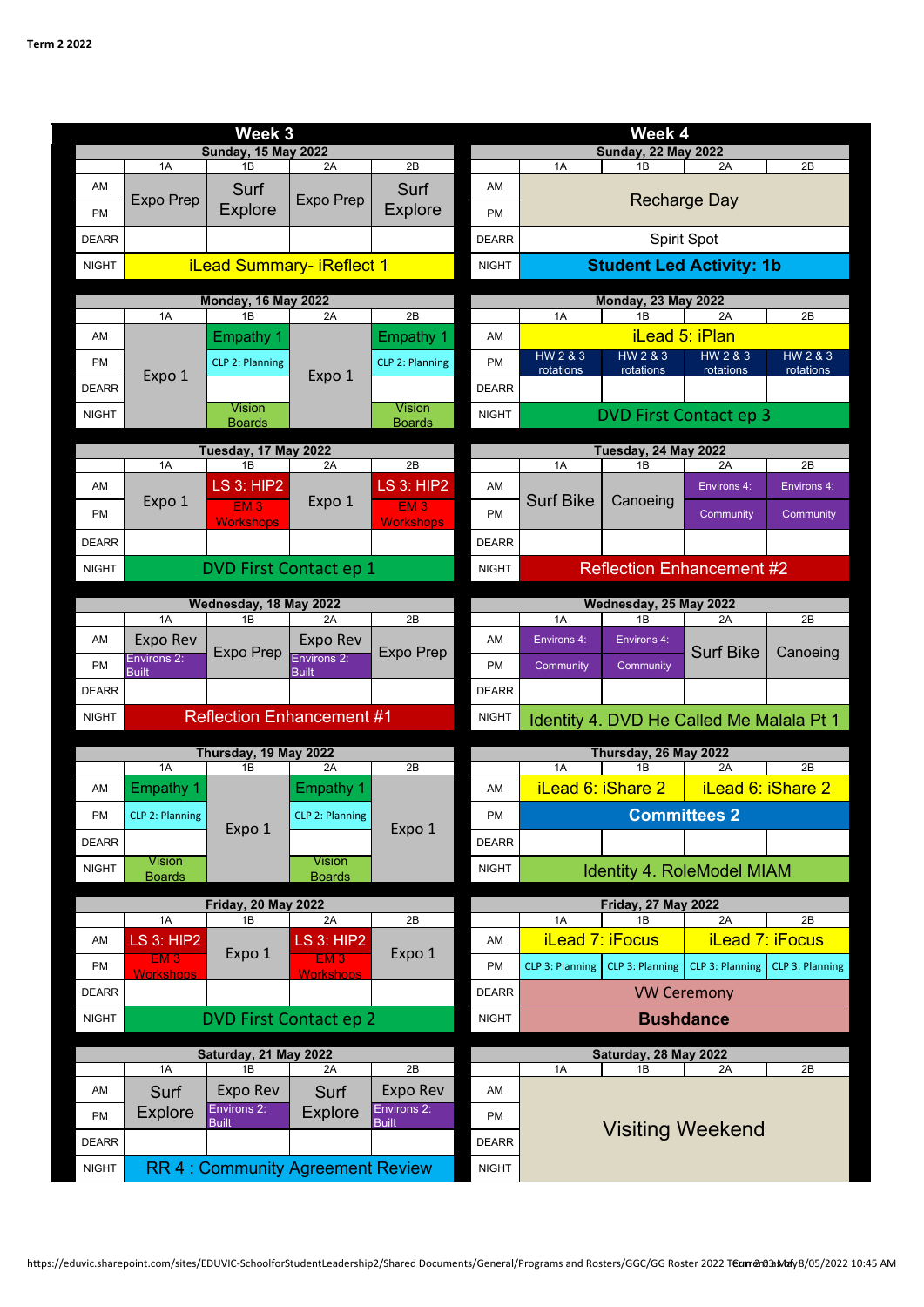**Term 2 2022**

## Week 3

**Sunday, 15 May 2022**

| | 1A | 1B | 2A | 2B |
|---|---|---|---|---|
| AM | Expo Prep | Surf Explore | Expo Prep | Surf Explore |
| PM | | | | |
| DEARR | | | | |
| NIGHT | iLead Summary- iReflect 1 | | | |

**Monday, 16 May 2022**

| | 1A | 1B | 2A | 2B |
|---|---|---|---|---|
| AM | Expo 1 | Empathy 1 | Expo 1 | Empathy 1 |
| PM | | CLP 2: Planning | | CLP 2: Planning |
| DEARR | | | | |
| NIGHT | | Vision Boards | | Vision Boards |

**Tuesday, 17 May 2022**

| | 1A | 1B | 2A | 2B |
|---|---|---|---|---|
| AM | Expo 1 | LS 3: HIP2 | Expo 1 | LS 3: HIP2 |
| PM | | EM 3 Workshops | | EM 3 Workshops |
| DEARR | | | | |
| NIGHT | DVD First Contact ep 1 | | | |

**Wednesday, 18 May 2022**

| | 1A | 1B | 2A | 2B |
|---|---|---|---|---|
| AM | Expo Rev | Expo Prep | Expo Rev | Expo Prep |
| PM | Environs 2: Built | | Environs 2: Built | |
| DEARR | | | | |
| NIGHT | Reflection Enhancement #1 | | | |

**Thursday, 19 May 2022**

| | 1A | 1B | 2A | 2B |
|---|---|---|---|---|
| AM | Empathy 1 | Expo 1 | Empathy 1 | Expo 1 |
| PM | CLP 2: Planning | | CLP 2: Planning | |
| DEARR | | | | |
| NIGHT | Vision Boards | | Vision Boards | |

**Friday, 20 May 2022**

| | 1A | 1B | 2A | 2B |
|---|---|---|---|---|
| AM | LS 3: HIP2 | Expo 1 | LS 3: HIP2 | Expo 1 |
| PM | EM 3 Workshops | | EM 3 Workshops | |
| DEARR | | | | |
| NIGHT | DVD First Contact ep 2 | | | |

**Saturday, 21 May 2022**

| | 1A | 1B | 2A | 2B |
|---|---|---|---|---|
| AM | Surf Explore | Expo Rev | Surf Explore | Expo Rev |
| PM | | Environs 2: Built | | Environs 2: Built |
| DEARR | | | | |
| NIGHT | RR 4 : Community Agreement Review | | | |

## Week 4

**Sunday, 22 May 2022**

| | 1A | 1B | 2A | 2B |
|---|---|---|---|---|
| AM | Recharge Day | | | |
| PM | | | | |
| DEARR | Spirit Spot | | | |
| NIGHT | Student Led Activity: 1b | | | |

**Monday, 23 May 2022**

| | 1A | 1B | 2A | 2B |
|---|---|---|---|---|
| AM | iLead 5: iPlan | | | |
| PM | HW 2 & 3 rotations | HW 2 & 3 rotations | HW 2 & 3 rotations | HW 2 & 3 rotations |
| DEARR | | | | |
| NIGHT | DVD First Contact ep 3 | | | |

**Tuesday, 24 May 2022**

| | 1A | 1B | 2A | 2B |
|---|---|---|---|---|
| AM | Surf Bike | Canoeing | Environs 4: | Environs 4: |
| PM | | | Community | Community |
| DEARR | | | | |
| NIGHT | Reflection Enhancement #2 | | | |

**Wednesday, 25 May 2022**

| | 1A | 1B | 2A | 2B |
|---|---|---|---|---|
| AM | Environs 4: | Environs 4: | Surf Bike | Canoeing |
| PM | Community | Community | | |
| DEARR | | | | |
| NIGHT | Identity 4. DVD He Called Me Malala Pt 1 | | | |

**Thursday, 26 May 2022**

| | 1A | 1B | 2A | 2B |
|---|---|---|---|---|
| AM | iLead 6: iShare 2 | | iLead 6: iShare 2 | |
| PM | Committees 2 | | | |
| DEARR | | | | |
| NIGHT | Identity 4. RoleModel MIAM | | | |

**Friday, 27 May 2022**

| | 1A | 1B | 2A | 2B |
|---|---|---|---|---|
| AM | iLead 7: iFocus | | iLead 7: iFocus | |
| PM | CLP 3: Planning | CLP 3: Planning | CLP 3: Planning | CLP 3: Planning |
| DEARR | VW Ceremony | | | |
| NIGHT | Bushdance | | | |

**Saturday, 28 May 2022**

| | 1A | 1B | 2A | 2B |
|---|---|---|---|---|
| AM | Visiting Weekend | | | |
| PM | | | | |
| DEARR | | | | |
| NIGHT | | | | |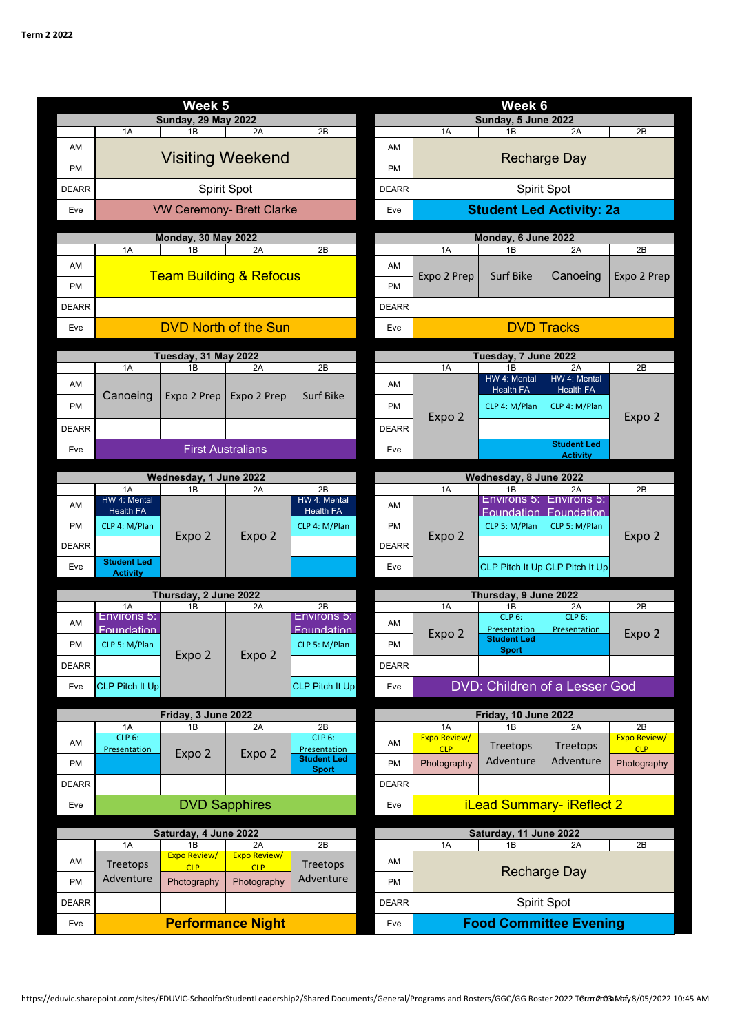**Term 2 2022**

## Week 5

**Sunday, 29 May 2022**

| | 1A | 1B | 2A | 2B |
|---|---|---|---|---|
| AM | Visiting Weekend | | | |
| PM | Visiting Weekend | | | |
| DEARR | Spirit Spot | | | |
| Eve | VW Ceremony- Brett Clarke | | | |

**Monday, 30 May 2022**

| | 1A | 1B | 2A | 2B |
|---|---|---|---|---|
| AM | Team Building & Refocus | | | |
| PM | Team Building & Refocus | | | |
| DEARR | | | | |
| Eve | DVD North of the Sun | | | |

**Tuesday, 31 May 2022**

| | 1A | 1B | 2A | 2B |
|---|---|---|---|---|
| AM | Canoeing | Expo 2 Prep | Expo 2 Prep | Surf Bike |
| PM | Canoeing | Expo 2 Prep | Expo 2 Prep | Surf Bike |
| DEARR | | | | |
| Eve | First Australians | | | |

**Wednesday, 1 June 2022**

| | 1A | 1B | 2A | 2B |
|---|---|---|---|---|
| AM | HW 4: Mental Health FA | Expo 2 | Expo 2 | HW 4: Mental Health FA |
| PM | CLP 4: M/Plan | Expo 2 | Expo 2 | CLP 4: M/Plan |
| DEARR | | Expo 2 | Expo 2 | |
| Eve | Student Led Activity | Expo 2 | Expo 2 | |

**Thursday, 2 June 2022**

| | 1A | 1B | 2A | 2B |
|---|---|---|---|---|
| AM | Environs 5: Foundation | Expo 2 | Expo 2 | Environs 5: Foundation |
| PM | CLP 5: M/Plan | Expo 2 | Expo 2 | CLP 5: M/Plan |
| DEARR | | Expo 2 | Expo 2 | |
| Eve | CLP Pitch It Up | Expo 2 | Expo 2 | CLP Pitch It Up |

**Friday, 3 June 2022**

| | 1A | 1B | 2A | 2B |
|---|---|---|---|---|
| AM | CLP 6: Presentation | Expo 2 | Expo 2 | CLP 6: Presentation |
| PM | | Expo 2 | Expo 2 | Student Led Sport |
| DEARR | | | | |
| Eve | DVD Sapphires | | | |

**Saturday, 4 June 2022**

| | 1A | 1B | 2A | 2B |
|---|---|---|---|---|
| AM | Treetops Adventure | Expo Review/ CLP | Expo Review/ CLP | Treetops Adventure |
| PM | Treetops Adventure | Photography | Photography | Treetops Adventure |
| DEARR | | | | |
| Eve | Performance Night | | | |

## Week 6

**Sunday, 5 June 2022**

| | 1A | 1B | 2A | 2B |
|---|---|---|---|---|
| AM | Recharge Day | | | |
| PM | Recharge Day | | | |
| DEARR | Spirit Spot | | | |
| Eve | Student Led Activity: 2a | | | |

**Monday, 6 June 2022**

| | 1A | 1B | 2A | 2B |
|---|---|---|---|---|
| AM | Expo 2 Prep | Surf Bike | Canoeing | Expo 2 Prep |
| PM | Expo 2 Prep | Surf Bike | Canoeing | Expo 2 Prep |
| DEARR | | | | |
| Eve | DVD Tracks | | | |

**Tuesday, 7 June 2022**

| | 1A | 1B | 2A | 2B |
|---|---|---|---|---|
| AM | Expo 2 | HW 4: Mental Health FA | HW 4: Mental Health FA | Expo 2 |
| PM | Expo 2 | CLP 4: M/Plan | CLP 4: M/Plan | Expo 2 |
| DEARR | Expo 2 | | | Expo 2 |
| Eve | Expo 2 | | Student Led Activity | Expo 2 |

**Wednesday, 8 June 2022**

| | 1A | 1B | 2A | 2B |
|---|---|---|---|---|
| AM | Expo 2 | Environs 5: Foundation | Environs 5: Foundation | Expo 2 |
| PM | Expo 2 | CLP 5: M/Plan | CLP 5: M/Plan | Expo 2 |
| DEARR | Expo 2 | | | Expo 2 |
| Eve | Expo 2 | CLP Pitch It Up | CLP Pitch It Up | Expo 2 |

**Thursday, 9 June 2022**

| | 1A | 1B | 2A | 2B |
|---|---|---|---|---|
| AM | Expo 2 | CLP 6: Presentation | CLP 6: Presentation | Expo 2 |
| PM | Expo 2 | Student Led Sport | | Expo 2 |
| DEARR | | | | |
| Eve | DVD: Children of a Lesser God | | | |

**Friday, 10 June 2022**

| | 1A | 1B | 2A | 2B |
|---|---|---|---|---|
| AM | Expo Review/ CLP | Treetops Adventure | Treetops Adventure | Expo Review/ CLP |
| PM | Photography | Treetops Adventure | Treetops Adventure | Photography |
| DEARR | | | | |
| Eve | iLead Summary- iReflect 2 | | | |

**Saturday, 11 June 2022**

| | 1A | 1B | 2A | 2B |
|---|---|---|---|---|
| AM | Recharge Day | | | |
| PM | Recharge Day | | | |
| DEARR | Spirit Spot | | | |
| Eve | Food Committee Evening | | | |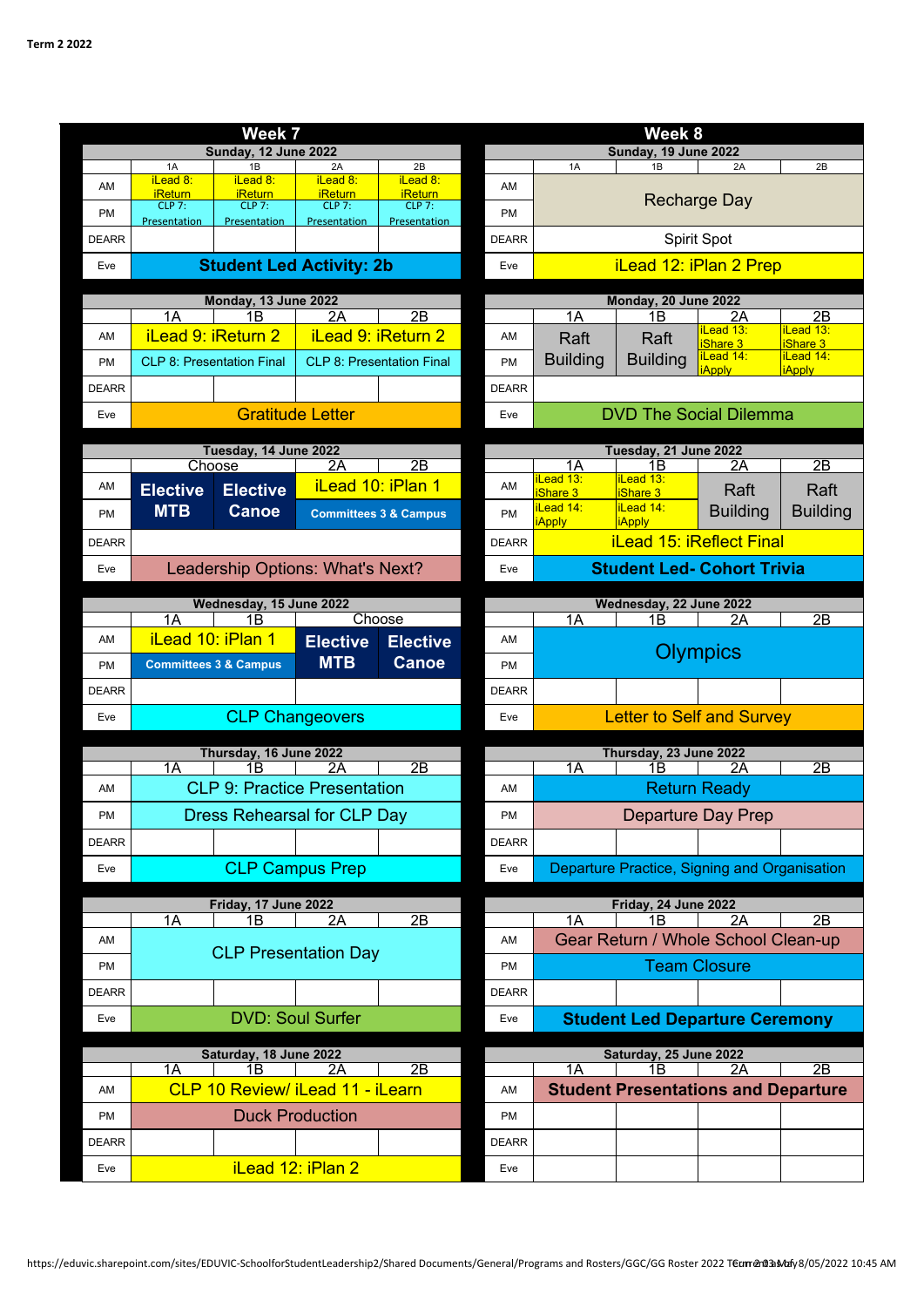Term 2 2022

## Week 7

**Sunday, 12 June 2022**

| | 1A | 1B | 2A | 2B |
|---|---|---|---|---|
| AM | iLead 8: iReturn | iLead 8: iReturn | iLead 8: iReturn | iLead 8: iReturn |
| PM | CLP 7: Presentation | CLP 7: Presentation | CLP 7: Presentation | CLP 7: Presentation |
| DEARR | | | | |
| Eve | **Student Led Activity: 2b** | | | |

**Monday, 13 June 2022**

| | 1A | 1B | 2A | 2B |
|---|---|---|---|---|
| AM | iLead 9: iReturn 2 | | iLead 9: iReturn 2 | |
| PM | CLP 8: Presentation Final | | CLP 8: Presentation Final | |
| DEARR | | | | |
| Eve | Gratitude Letter | | | |

**Tuesday, 14 June 2022**

| | Choose | | 2A | 2B |
|---|---|---|---|---|
| AM | **Elective MTB** | **Elective Canoe** | iLead 10: iPlan 1 | |
| PM | | | **Committees 3 & Campus** | |
| DEARR | | | | |
| Eve | Leadership Options: What's Next? | | | |

**Wednesday, 15 June 2022**

| | 1A | 1B | Choose | |
|---|---|---|---|---|
| AM | iLead 10: iPlan 1 | | **Elective MTB** | **Elective Canoe** |
| PM | **Committees 3 & Campus** | | | |
| DEARR | | | | |
| Eve | CLP Changeovers | | | |

**Thursday, 16 June 2022**

| | 1A | 1B | 2A | 2B |
|---|---|---|---|---|
| AM | CLP 9: Practice Presentation | | | |
| PM | Dress Rehearsal for CLP Day | | | |
| DEARR | | | | |
| Eve | CLP Campus Prep | | | |

**Friday, 17 June 2022**

| | 1A | 1B | 2A | 2B |
|---|---|---|---|---|
| AM | CLP Presentation Day | | | |
| PM | | | | |
| DEARR | | | | |
| Eve | DVD: Soul Surfer | | | |

**Saturday, 18 June 2022**

| | 1A | 1B | 2A | 2B |
|---|---|---|---|---|
| AM | CLP 10 Review/ iLead 11 - iLearn | | | |
| PM | Duck Production | | | |
| DEARR | | | | |
| Eve | iLead 12: iPlan 2 | | | |

## Week 8

**Sunday, 19 June 2022**

| | 1A | 1B | 2A | 2B |
|---|---|---|---|---|
| AM | Recharge Day | | | |
| PM | | | | |
| DEARR | Spirit Spot | | | |
| Eve | iLead 12: iPlan 2 Prep | | | |

**Monday, 20 June 2022**

| | 1A | 1B | 2A | 2B |
|---|---|---|---|---|
| AM | Raft Building | Raft Building | iLead 13: iShare 3 | iLead 13: iShare 3 |
| PM | | | iLead 14: iApply | iLead 14: iApply |
| DEARR | | | | |
| Eve | DVD The Social Dilemma | | | |

**Tuesday, 21 June 2022**

| | 1A | 1B | 2A | 2B |
|---|---|---|---|---|
| AM | iLead 13: iShare 3 | iLead 13: iShare 3 | Raft Building | Raft Building |
| PM | iLead 14: iApply | iLead 14: iApply | | |
| DEARR | iLead 15: iReflect Final | | | |
| Eve | **Student Led- Cohort Trivia** | | | |

**Wednesday, 22 June 2022**

| | 1A | 1B | 2A | 2B |
|---|---|---|---|---|
| AM | Olympics | | | |
| PM | | | | |
| DEARR | | | | |
| Eve | Letter to Self and Survey | | | |

**Thursday, 23 June 2022**

| | 1A | 1B | 2A | 2B |
|---|---|---|---|---|
| AM | Return Ready | | | |
| PM | Departure Day Prep | | | |
| DEARR | | | | |
| Eve | Departure Practice, Signing and Organisation | | | |

**Friday, 24 June 2022**

| | 1A | 1B | 2A | 2B |
|---|---|---|---|---|
| AM | Gear Return / Whole School Clean-up | | | |
| PM | Team Closure | | | |
| DEARR | | | | |
| Eve | **Student Led Departure Ceremony** | | | |

**Saturday, 25 June 2022**

| | 1A | 1B | 2A | 2B |
|---|---|---|---|---|
| AM | **Student Presentations and Departure** | | | |
| PM | | | | |
| DEARR | | | | |
| Eve | | | | |